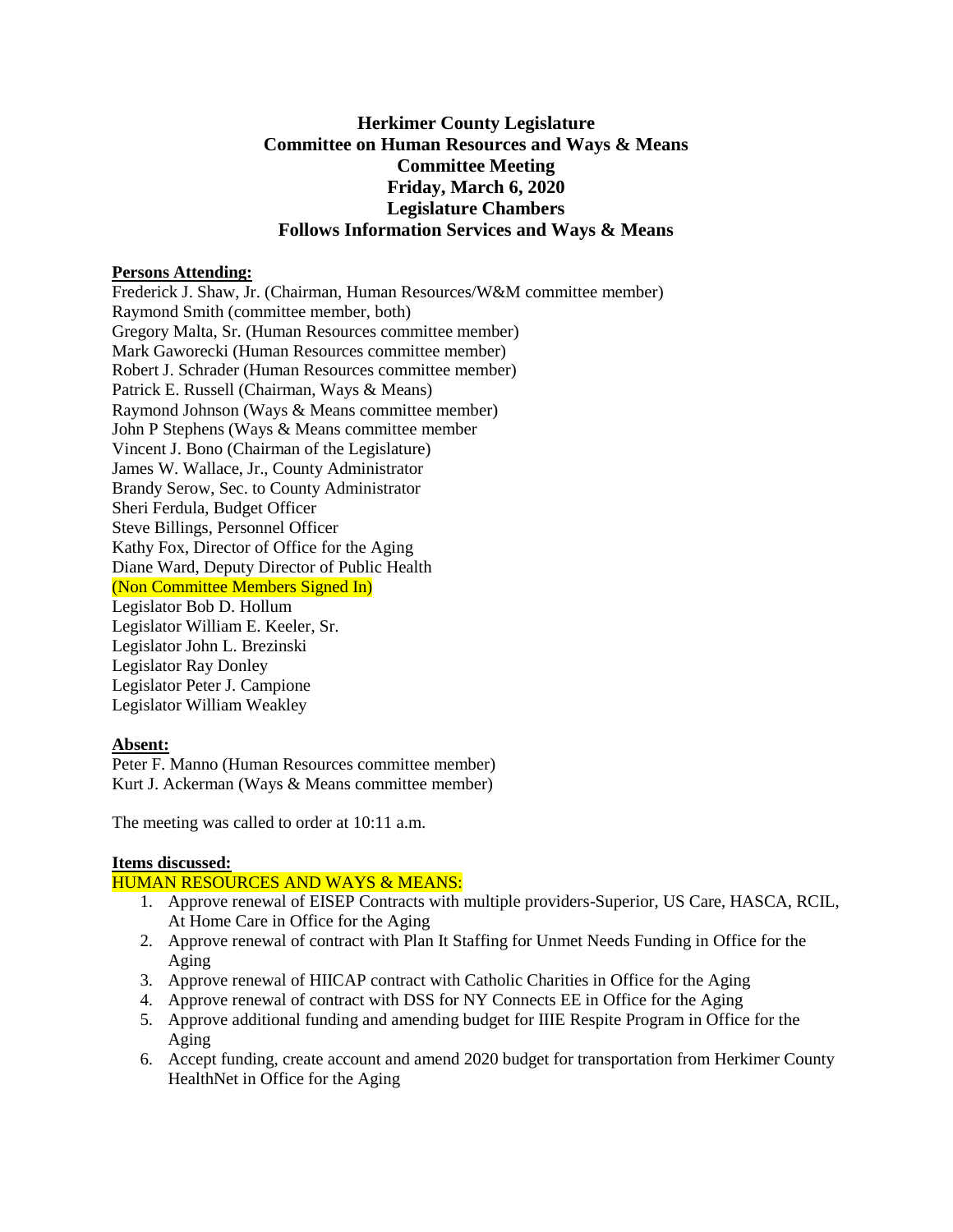# Herkimer County Legislature
## Committee on Human Resources and Ways & Means
## Committee Meeting
## Friday, March 6, 2020
## Legislature Chambers
## Follows Information Services and Ways & Means

**Persons Attending:**

Frederick J. Shaw, Jr. (Chairman, Human Resources/W&M committee member)
Raymond Smith (committee member, both)
Gregory Malta, Sr. (Human Resources committee member)
Mark Gaworecki (Human Resources committee member)
Robert J. Schrader (Human Resources committee member)
Patrick E. Russell (Chairman, Ways & Means)
Raymond Johnson (Ways & Means committee member)
John P Stephens (Ways & Means committee member
Vincent J. Bono (Chairman of the Legislature)
James W. Wallace, Jr., County Administrator
Brandy Serow, Sec. to County Administrator
Sheri Ferdula, Budget Officer
Steve Billings, Personnel Officer
Kathy Fox, Director of Office for the Aging
Diane Ward, Deputy Director of Public Health
(Non Committee Members Signed In)
Legislator Bob D. Hollum
Legislator William E. Keeler, Sr.
Legislator John L. Brezinski
Legislator Ray Donley
Legislator Peter J. Campione
Legislator William Weakley

**Absent:**

Peter F. Manno (Human Resources committee member)
Kurt J. Ackerman (Ways & Means committee member)

The meeting was called to order at 10:11 a.m.

**Items discussed:**

HUMAN RESOURCES AND WAYS & MEANS:

1. Approve renewal of EISEP Contracts with multiple providers-Superior, US Care, HASCA, RCIL, At Home Care in Office for the Aging
2. Approve renewal of contract with Plan It Staffing for Unmet Needs Funding in Office for the Aging
3. Approve renewal of HIICAP contract with Catholic Charities in Office for the Aging
4. Approve renewal of contract with DSS for NY Connects EE in Office for the Aging
5. Approve additional funding and amending budget for IIIE Respite Program in Office for the Aging
6. Accept funding, create account and amend 2020 budget for transportation from Herkimer County HealthNet in Office for the Aging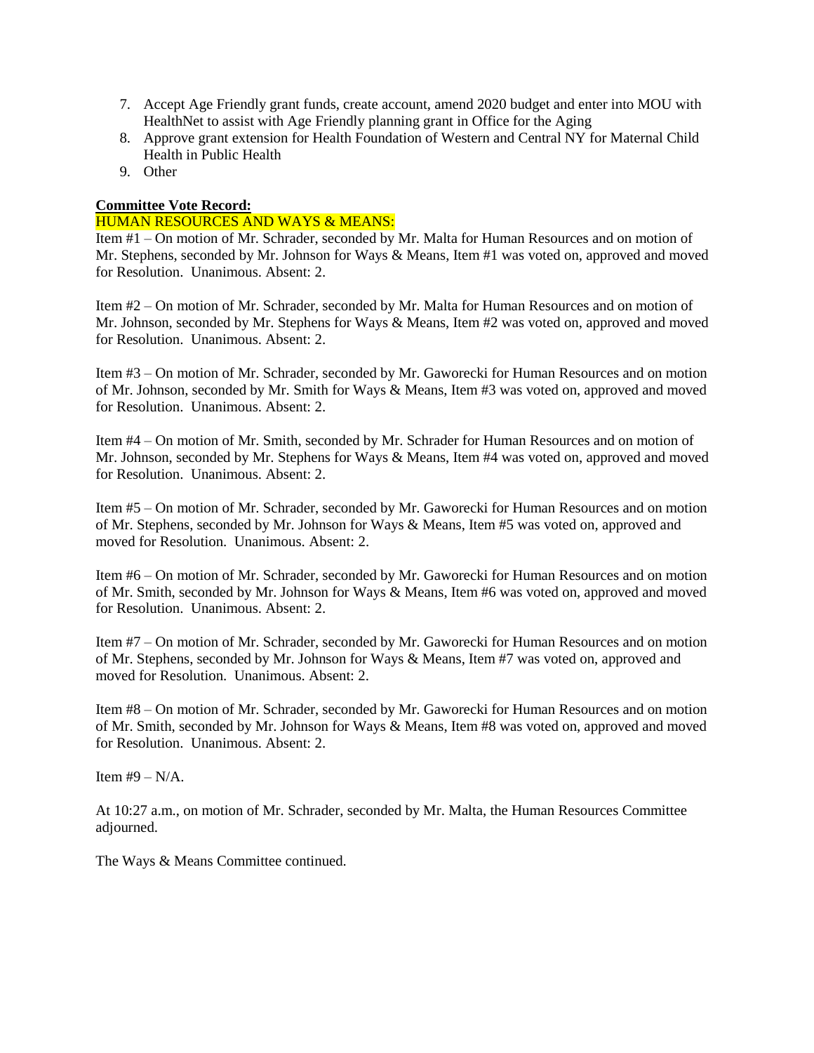7. Accept Age Friendly grant funds, create account, amend 2020 budget and enter into MOU with HealthNet to assist with Age Friendly planning grant in Office for the Aging
8. Approve grant extension for Health Foundation of Western and Central NY for Maternal Child Health in Public Health
9. Other

**Committee Vote Record:**

HUMAN RESOURCES AND WAYS & MEANS:

Item #1 – On motion of Mr. Schrader, seconded by Mr. Malta for Human Resources and on motion of Mr. Stephens, seconded by Mr. Johnson for Ways & Means, Item #1 was voted on, approved and moved for Resolution. Unanimous. Absent: 2.

Item #2 – On motion of Mr. Schrader, seconded by Mr. Malta for Human Resources and on motion of Mr. Johnson, seconded by Mr. Stephens for Ways & Means, Item #2 was voted on, approved and moved for Resolution. Unanimous. Absent: 2.

Item #3 – On motion of Mr. Schrader, seconded by Mr. Gaworecki for Human Resources and on motion of Mr. Johnson, seconded by Mr. Smith for Ways & Means, Item #3 was voted on, approved and moved for Resolution. Unanimous. Absent: 2.

Item #4 – On motion of Mr. Smith, seconded by Mr. Schrader for Human Resources and on motion of Mr. Johnson, seconded by Mr. Stephens for Ways & Means, Item #4 was voted on, approved and moved for Resolution. Unanimous. Absent: 2.

Item #5 – On motion of Mr. Schrader, seconded by Mr. Gaworecki for Human Resources and on motion of Mr. Stephens, seconded by Mr. Johnson for Ways & Means, Item #5 was voted on, approved and moved for Resolution. Unanimous. Absent: 2.

Item #6 – On motion of Mr. Schrader, seconded by Mr. Gaworecki for Human Resources and on motion of Mr. Smith, seconded by Mr. Johnson for Ways & Means, Item #6 was voted on, approved and moved for Resolution. Unanimous. Absent: 2.

Item #7 – On motion of Mr. Schrader, seconded by Mr. Gaworecki for Human Resources and on motion of Mr. Stephens, seconded by Mr. Johnson for Ways & Means, Item #7 was voted on, approved and moved for Resolution. Unanimous. Absent: 2.

Item #8 – On motion of Mr. Schrader, seconded by Mr. Gaworecki for Human Resources and on motion of Mr. Smith, seconded by Mr. Johnson for Ways & Means, Item #8 was voted on, approved and moved for Resolution. Unanimous. Absent: 2.

Item #9 – N/A.

At 10:27 a.m., on motion of Mr. Schrader, seconded by Mr. Malta, the Human Resources Committee adjourned.

The Ways & Means Committee continued.